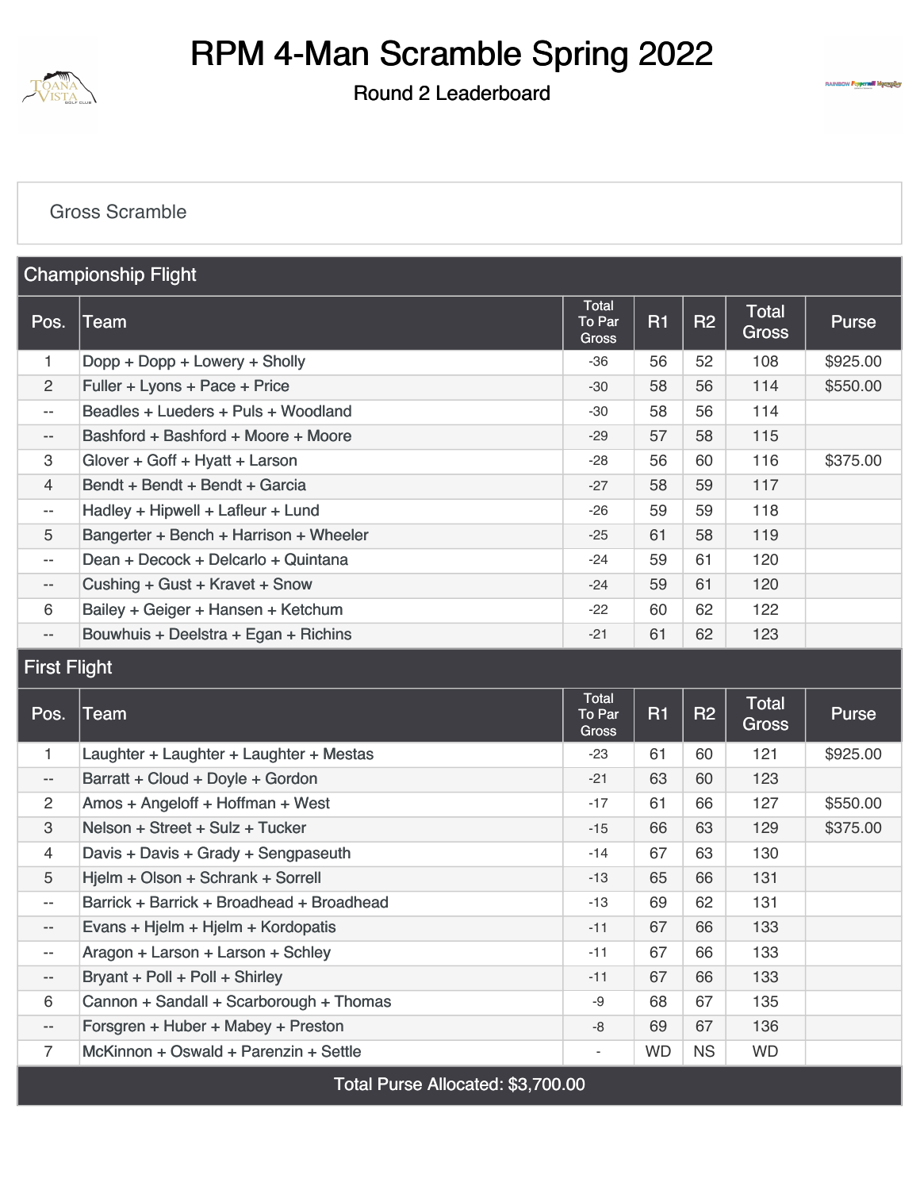# RPM 4-Man Scramble Spring 2022

## Round 2 Leaderboard

Gross Scramble

### Championship Flight

| Pos. | Team | Total To Par Gross | R1 | R2 | Total Gross | Purse |
|---|---|---|---|---|---|---|
| 1 | Dopp + Dopp + Lowery + Sholly | -36 | 56 | 52 | 108 | $925.00 |
| 2 | Fuller + Lyons + Pace + Price | -30 | 58 | 56 | 114 | $550.00 |
| -- | Beadles + Lueders + Puls + Woodland | -30 | 58 | 56 | 114 | |
| -- | Bashford + Bashford + Moore + Moore | -29 | 57 | 58 | 115 | |
| 3 | Glover + Goff + Hyatt + Larson | -28 | 56 | 60 | 116 | $375.00 |
| 4 | Bendt + Bendt + Bendt + Garcia | -27 | 58 | 59 | 117 | |
| -- | Hadley + Hipwell + Lafleur + Lund | -26 | 59 | 59 | 118 | |
| 5 | Bangerter + Bench + Harrison + Wheeler | -25 | 61 | 58 | 119 | |
| -- | Dean + Decock + Delcarlo + Quintana | -24 | 59 | 61 | 120 | |
| -- | Cushing + Gust + Kravet + Snow | -24 | 59 | 61 | 120 | |
| 6 | Bailey + Geiger + Hansen + Ketchum | -22 | 60 | 62 | 122 | |
| -- | Bouwhuis + Deelstra + Egan + Richins | -21 | 61 | 62 | 123 | |

### First Flight

| Pos. | Team | Total To Par Gross | R1 | R2 | Total Gross | Purse |
|---|---|---|---|---|---|---|
| 1 | Laughter + Laughter + Laughter + Mestas | -23 | 61 | 60 | 121 | $925.00 |
| -- | Barratt + Cloud + Doyle + Gordon | -21 | 63 | 60 | 123 | |
| 2 | Amos + Angeloff + Hoffman + West | -17 | 61 | 66 | 127 | $550.00 |
| 3 | Nelson + Street + Sulz + Tucker | -15 | 66 | 63 | 129 | $375.00 |
| 4 | Davis + Davis + Grady + Sengpaseuth | -14 | 67 | 63 | 130 | |
| 5 | Hjelm + Olson + Schrank + Sorrell | -13 | 65 | 66 | 131 | |
| -- | Barrick + Barrick + Broadhead + Broadhead | -13 | 69 | 62 | 131 | |
| -- | Evans + Hjelm + Hjelm + Kordopatis | -11 | 67 | 66 | 133 | |
| -- | Aragon + Larson + Larson + Schley | -11 | 67 | 66 | 133 | |
| -- | Bryant + Poll + Poll + Shirley | -11 | 67 | 66 | 133 | |
| 6 | Cannon + Sandall + Scarborough + Thomas | -9 | 68 | 67 | 135 | |
| -- | Forsgren + Huber + Mabey + Preston | -8 | 69 | 67 | 136 | |
| 7 | McKinnon + Oswald + Parenzin + Settle | - | WD | NS | WD | |

Total Purse Allocated: $3,700.00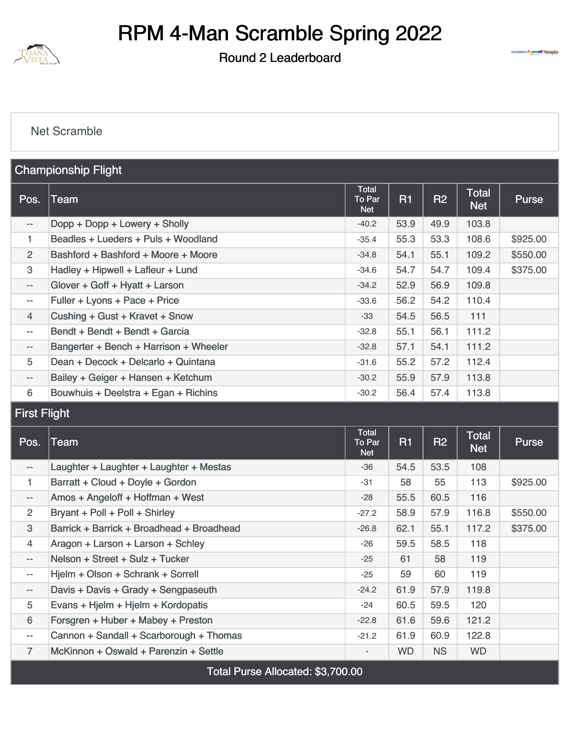# RPM 4-Man Scramble Spring 2022

Round 2 Leaderboard

Net Scramble

## Championship Flight

| Pos. | Team | Total To Par Net | R1 | R2 | Total Net | Purse |
|---|---|---|---|---|---|---|
| -- | Dopp + Dopp + Lowery + Sholly | -40.2 | 53.9 | 49.9 | 103.8 | |
| 1 | Beadles + Lueders + Puls + Woodland | -35.4 | 55.3 | 53.3 | 108.6 | $925.00 |
| 2 | Bashford + Bashford + Moore + Moore | -34.8 | 54.1 | 55.1 | 109.2 | $550.00 |
| 3 | Hadley + Hipwell + Lafleur + Lund | -34.6 | 54.7 | 54.7 | 109.4 | $375.00 |
| -- | Glover + Goff + Hyatt + Larson | -34.2 | 52.9 | 56.9 | 109.8 | |
| -- | Fuller + Lyons + Pace + Price | -33.6 | 56.2 | 54.2 | 110.4 | |
| 4 | Cushing + Gust + Kravet + Snow | -33 | 54.5 | 56.5 | 111 | |
| -- | Bendt + Bendt + Bendt + Garcia | -32.8 | 55.1 | 56.1 | 111.2 | |
| -- | Bangerter + Bench + Harrison + Wheeler | -32.8 | 57.1 | 54.1 | 111.2 | |
| 5 | Dean + Decock + Delcarlo + Quintana | -31.6 | 55.2 | 57.2 | 112.4 | |
| -- | Bailey + Geiger + Hansen + Ketchum | -30.2 | 55.9 | 57.9 | 113.8 | |
| 6 | Bouwhuis + Deelstra + Egan + Richins | -30.2 | 56.4 | 57.4 | 113.8 | |

## First Flight

| Pos. | Team | Total To Par Net | R1 | R2 | Total Net | Purse |
|---|---|---|---|---|---|---|
| -- | Laughter + Laughter + Laughter + Mestas | -36 | 54.5 | 53.5 | 108 | |
| 1 | Barratt + Cloud + Doyle + Gordon | -31 | 58 | 55 | 113 | $925.00 |
| -- | Amos + Angeloff + Hoffman + West | -28 | 55.5 | 60.5 | 116 | |
| 2 | Bryant + Poll + Poll + Shirley | -27.2 | 58.9 | 57.9 | 116.8 | $550.00 |
| 3 | Barrick + Barrick + Broadhead + Broadhead | -26.8 | 62.1 | 55.1 | 117.2 | $375.00 |
| 4 | Aragon + Larson + Larson + Schley | -26 | 59.5 | 58.5 | 118 | |
| -- | Nelson + Street + Sulz + Tucker | -25 | 61 | 58 | 119 | |
| -- | Hjelm + Olson + Schrank + Sorrell | -25 | 59 | 60 | 119 | |
| -- | Davis + Davis + Grady + Sengpaseuth | -24.2 | 61.9 | 57.9 | 119.8 | |
| 5 | Evans + Hjelm + Hjelm + Kordopatis | -24 | 60.5 | 59.5 | 120 | |
| 6 | Forsgren + Huber + Mabey + Preston | -22.8 | 61.6 | 59.6 | 121.2 | |
| -- | Cannon + Sandall + Scarborough + Thomas | -21.2 | 61.9 | 60.9 | 122.8 | |
| 7 | McKinnon + Oswald + Parenzin + Settle | - | WD | NS | WD | |

Total Purse Allocated: $3,700.00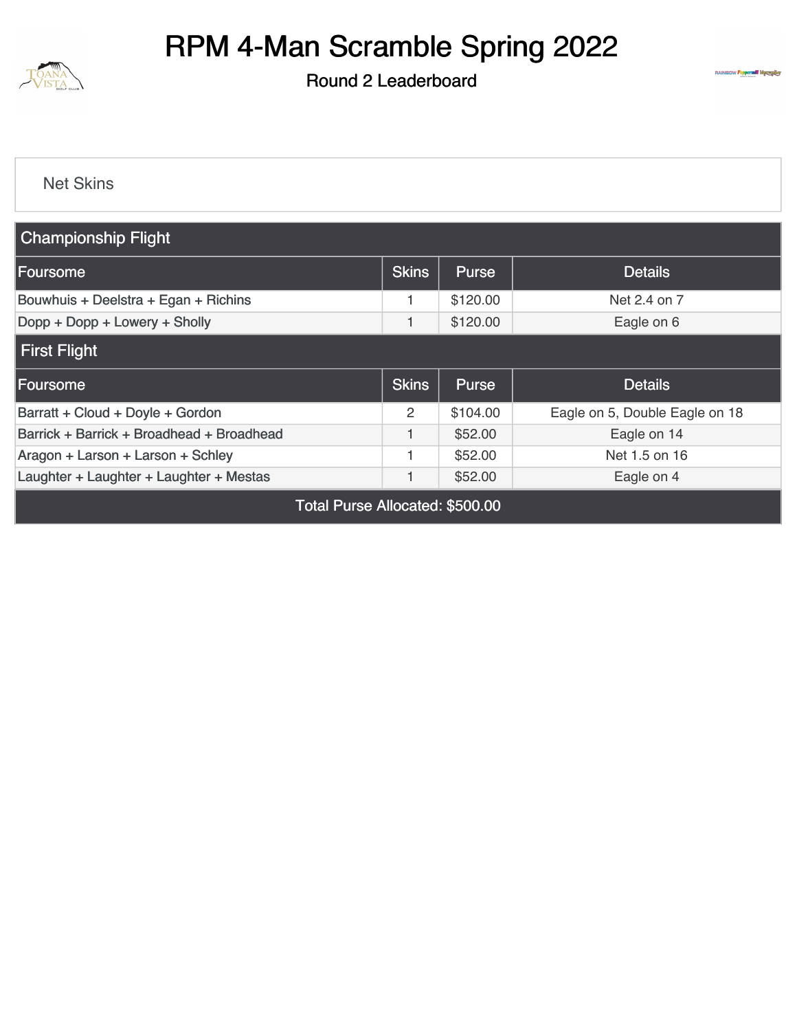# RPM 4-Man Scramble Spring 2022

Round 2 Leaderboard

Net Skins

| Championship Flight | | | |
|---|---|---|---|
| **Foursome** | **Skins** | **Purse** | **Details** |
| Bouwhuis + Deelstra + Egan + Richins | 1 | $120.00 | Net 2.4 on 7 |
| Dopp + Dopp + Lowery + Sholly | 1 | $120.00 | Eagle on 6 |
| **First Flight** | | | |
| **Foursome** | **Skins** | **Purse** | **Details** |
| Barratt + Cloud + Doyle + Gordon | 2 | $104.00 | Eagle on 5, Double Eagle on 18 |
| Barrick + Barrick + Broadhead + Broadhead | 1 | $52.00 | Eagle on 14 |
| Aragon + Larson + Larson + Schley | 1 | $52.00 | Net 1.5 on 16 |
| Laughter + Laughter + Laughter + Mestas | 1 | $52.00 | Eagle on 4 |
| **Total Purse Allocated: $500.00** | | | |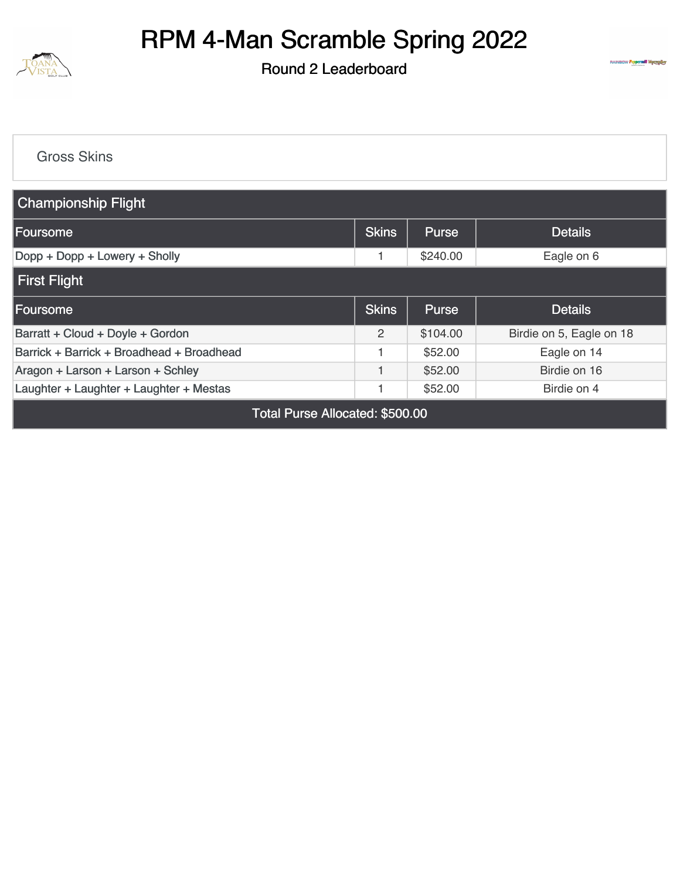# RPM 4-Man Scramble Spring 2022

Round 2 Leaderboard

Gross Skins

| Championship Flight | | | |
|---|---|---|---|
| Foursome | Skins | Purse | Details |
| Dopp + Dopp + Lowery + Sholly | 1 | $240.00 | Eagle on 6 |
| **First Flight** | | | |
| Foursome | Skins | Purse | Details |
| Barratt + Cloud + Doyle + Gordon | 2 | $104.00 | Birdie on 5, Eagle on 18 |
| Barrick + Barrick + Broadhead + Broadhead | 1 | $52.00 | Eagle on 14 |
| Aragon + Larson + Larson + Schley | 1 | $52.00 | Birdie on 16 |
| Laughter + Laughter + Laughter + Mestas | 1 | $52.00 | Birdie on 4 |

Total Purse Allocated: $500.00